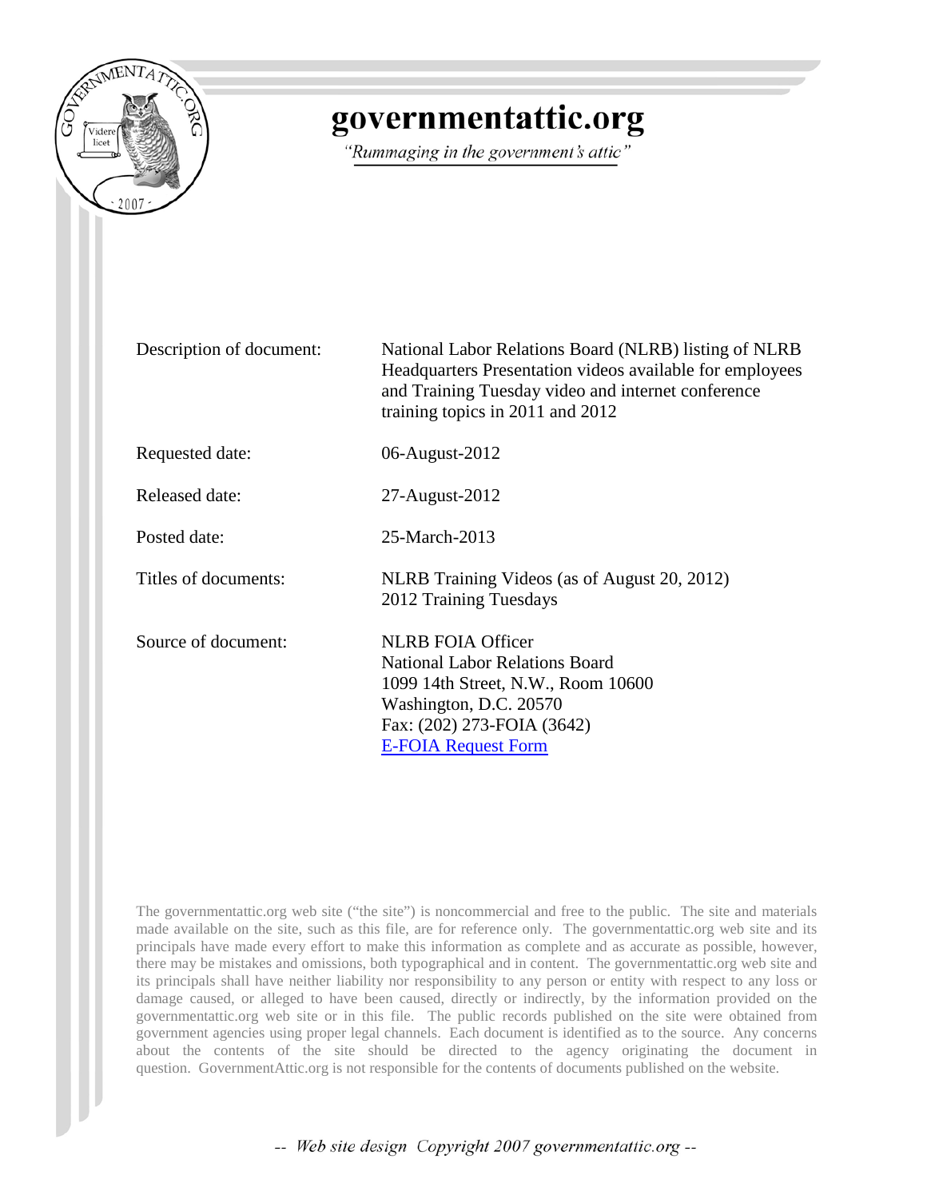# governmentattic.org

*"Rummaging in the government's attic"*

| | |
|---|---|
| Description of document: | National Labor Relations Board (NLRB) listing of NLRB Headquarters Presentation videos available for employees and Training Tuesday video and internet conference training topics in 2011 and 2012 |
| Requested date: | 06-August-2012 |
| Released date: | 27-August-2012 |
| Posted date: | 25-March-2013 |
| Titles of documents: | NLRB Training Videos (as of August 20, 2012)<br>2012 Training Tuesdays |
| Source of document: | NLRB FOIA Officer<br>National Labor Relations Board<br>1099 14th Street, N.W., Room 10600<br>Washington, D.C. 20570<br>Fax: (202) 273-FOIA (3642)<br>E-FOIA Request Form |

The governmentattic.org web site ("the site") is noncommercial and free to the public. The site and materials made available on the site, such as this file, are for reference only. The governmentattic.org web site and its principals have made every effort to make this information as complete and as accurate as possible, however, there may be mistakes and omissions, both typographical and in content. The governmentattic.org web site and its principals shall have neither liability nor responsibility to any person or entity with respect to any loss or damage caused, or alleged to have been caused, directly or indirectly, by the information provided on the governmentattic.org web site or in this file. The public records published on the site were obtained from government agencies using proper legal channels. Each document is identified as to the source. Any concerns about the contents of the site should be directed to the agency originating the document in question. GovernmentAttic.org is not responsible for the contents of documents published on the website.

-- *Web site design Copyright 2007 governmentattic.org* --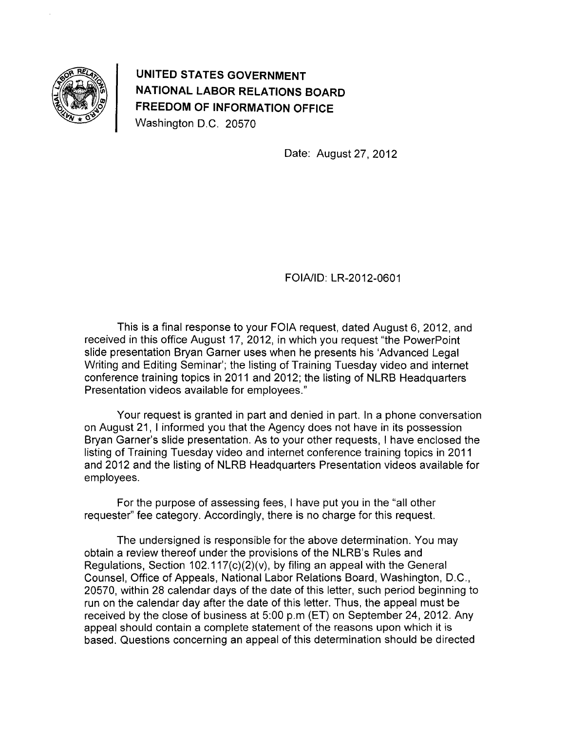**UNITED STATES GOVERNMENT**
**NATIONAL LABOR RELATIONS BOARD**
**FREEDOM OF INFORMATION OFFICE**
Washington D.C. 20570

Date: August 27, 2012

FOIA/ID: LR-2012-0601

This is a final response to your FOIA request, dated August 6, 2012, and received in this office August 17, 2012, in which you request "the PowerPoint slide presentation Bryan Garner uses when he presents his 'Advanced Legal Writing and Editing Seminar'; the listing of Training Tuesday video and internet conference training topics in 2011 and 2012; the listing of NLRB Headquarters Presentation videos available for employees."

Your request is granted in part and denied in part. In a phone conversation on August 21, I informed you that the Agency does not have in its possession Bryan Garner's slide presentation. As to your other requests, I have enclosed the listing of Training Tuesday video and internet conference training topics in 2011 and 2012 and the listing of NLRB Headquarters Presentation videos available for employees.

For the purpose of assessing fees, I have put you in the "all other requester" fee category. Accordingly, there is no charge for this request.

The undersigned is responsible for the above determination. You may obtain a review thereof under the provisions of the NLRB's Rules and Regulations, Section 102.117(c)(2)(v), by filing an appeal with the General Counsel, Office of Appeals, National Labor Relations Board, Washington, D.C., 20570, within 28 calendar days of the date of this letter, such period beginning to run on the calendar day after the date of this letter. Thus, the appeal must be received by the close of business at 5:00 p.m (ET) on September 24, 2012. Any appeal should contain a complete statement of the reasons upon which it is based. Questions concerning an appeal of this determination should be directed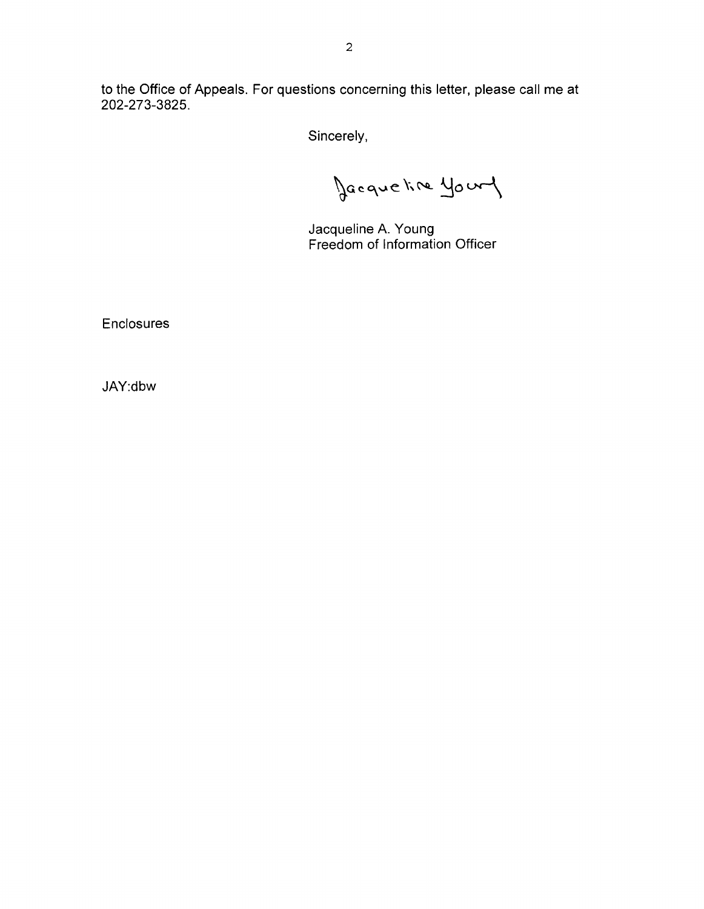to the Office of Appeals. For questions concerning this letter, please call me at 202-273-3825.

Sincerely,

Jacqueline Young

Jacqueline A. Young
Freedom of Information Officer

Enclosures

JAY:dbw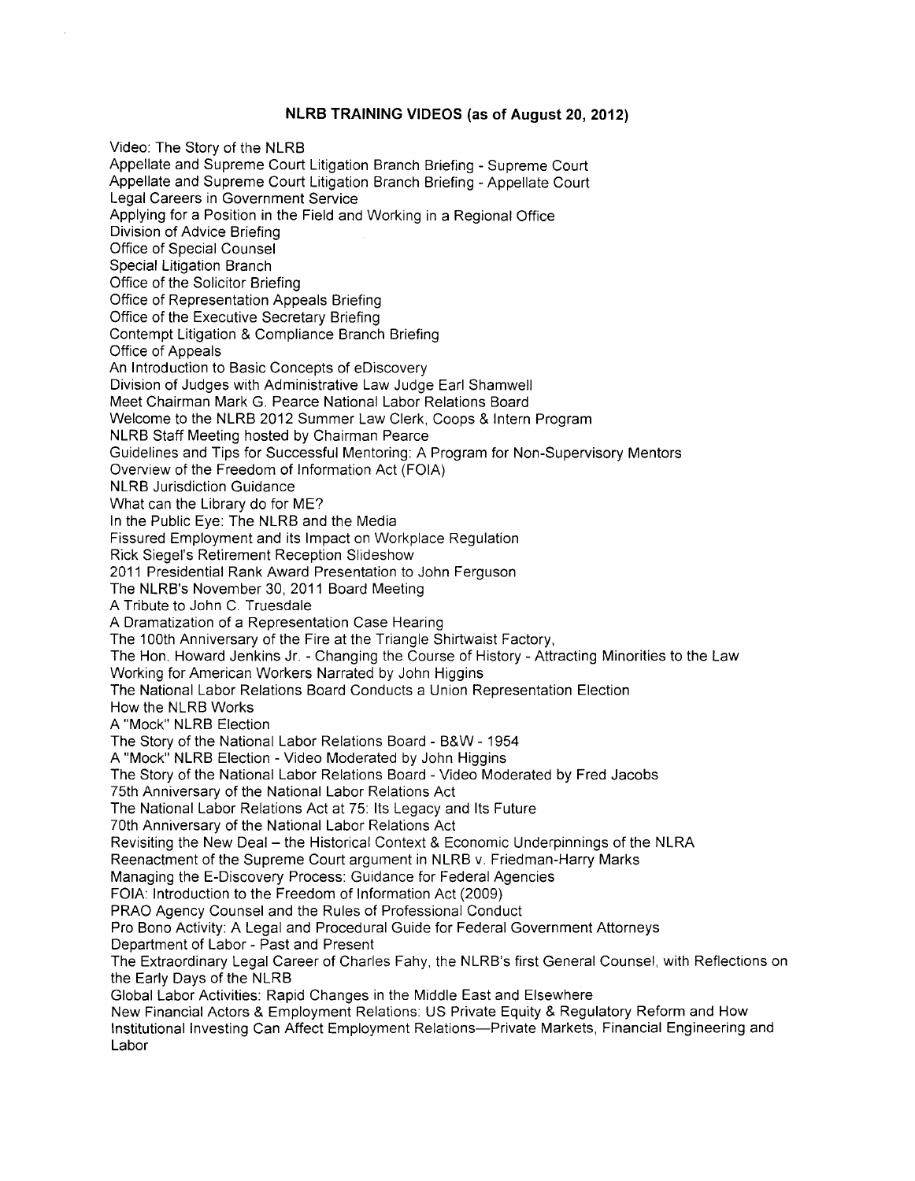**NLRB TRAINING VIDEOS (as of August 20, 2012)**

Video: The Story of the NLRB
Appellate and Supreme Court Litigation Branch Briefing - Supreme Court
Appellate and Supreme Court Litigation Branch Briefing - Appellate Court
Legal Careers in Government Service
Applying for a Position in the Field and Working in a Regional Office
Division of Advice Briefing
Office of Special Counsel
Special Litigation Branch
Office of the Solicitor Briefing
Office of Representation Appeals Briefing
Office of the Executive Secretary Briefing
Contempt Litigation & Compliance Branch Briefing
Office of Appeals
An Introduction to Basic Concepts of eDiscovery
Division of Judges with Administrative Law Judge Earl Shamwell
Meet Chairman Mark G. Pearce National Labor Relations Board
Welcome to the NLRB 2012 Summer Law Clerk, Coops & Intern Program
NLRB Staff Meeting hosted by Chairman Pearce
Guidelines and Tips for Successful Mentoring: A Program for Non-Supervisory Mentors
Overview of the Freedom of Information Act (FOIA)
NLRB Jurisdiction Guidance
What can the Library do for ME?
In the Public Eye: The NLRB and the Media
Fissured Employment and its Impact on Workplace Regulation
Rick Siegel's Retirement Reception Slideshow
2011 Presidential Rank Award Presentation to John Ferguson
The NLRB's November 30, 2011 Board Meeting
A Tribute to John C. Truesdale
A Dramatization of a Representation Case Hearing
The 100th Anniversary of the Fire at the Triangle Shirtwaist Factory,
The Hon. Howard Jenkins Jr. - Changing the Course of History - Attracting Minorities to the Law
Working for American Workers Narrated by John Higgins
The National Labor Relations Board Conducts a Union Representation Election
How the NLRB Works
A "Mock" NLRB Election
The Story of the National Labor Relations Board - B&W - 1954
A "Mock" NLRB Election - Video Moderated by John Higgins
The Story of the National Labor Relations Board - Video Moderated by Fred Jacobs
75th Anniversary of the National Labor Relations Act
The National Labor Relations Act at 75: Its Legacy and Its Future
70th Anniversary of the National Labor Relations Act
Revisiting the New Deal – the Historical Context & Economic Underpinnings of the NLRA
Reenactment of the Supreme Court argument in NLRB v. Friedman-Harry Marks
Managing the E-Discovery Process: Guidance for Federal Agencies
FOIA: Introduction to the Freedom of Information Act (2009)
PRAO Agency Counsel and the Rules of Professional Conduct
Pro Bono Activity: A Legal and Procedural Guide for Federal Government Attorneys
Department of Labor - Past and Present
The Extraordinary Legal Career of Charles Fahy, the NLRB's first General Counsel, with Reflections on the Early Days of the NLRB
Global Labor Activities: Rapid Changes in the Middle East and Elsewhere
New Financial Actors & Employment Relations: US Private Equity & Regulatory Reform and How Institutional Investing Can Affect Employment Relations—Private Markets, Financial Engineering and Labor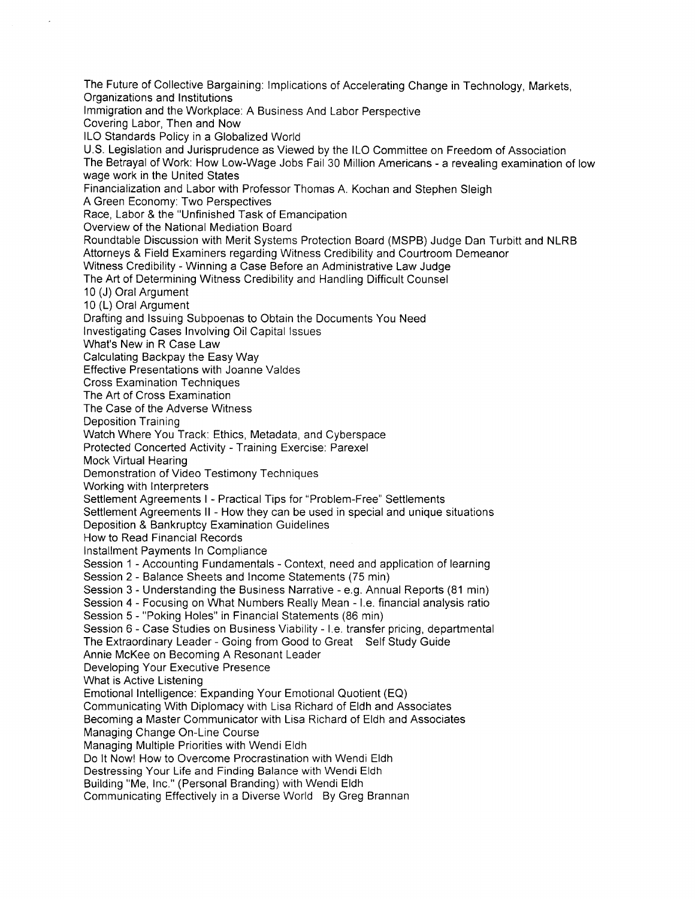The Future of Collective Bargaining: Implications of Accelerating Change in Technology, Markets, Organizations and Institutions
Immigration and the Workplace: A Business And Labor Perspective
Covering Labor, Then and Now
ILO Standards Policy in a Globalized World
U.S. Legislation and Jurisprudence as Viewed by the ILO Committee on Freedom of Association
The Betrayal of Work: How Low-Wage Jobs Fail 30 Million Americans - a revealing examination of low wage work in the United States
Financialization and Labor with Professor Thomas A. Kochan and Stephen Sleigh
A Green Economy: Two Perspectives
Race, Labor & the "Unfinished Task of Emancipation
Overview of the National Mediation Board
Roundtable Discussion with Merit Systems Protection Board (MSPB) Judge Dan Turbitt and NLRB Attorneys & Field Examiners regarding Witness Credibility and Courtroom Demeanor
Witness Credibility - Winning a Case Before an Administrative Law Judge
The Art of Determining Witness Credibility and Handling Difficult Counsel
10 (J) Oral Argument
10 (L) Oral Argument
Drafting and Issuing Subpoenas to Obtain the Documents You Need
Investigating Cases Involving Oil Capital Issues
What's New in R Case Law
Calculating Backpay the Easy Way
Effective Presentations with Joanne Valdes
Cross Examination Techniques
The Art of Cross Examination
The Case of the Adverse Witness
Deposition Training
Watch Where You Track: Ethics, Metadata, and Cyberspace
Protected Concerted Activity - Training Exercise: Parexel
Mock Virtual Hearing
Demonstration of Video Testimony Techniques
Working with Interpreters
Settlement Agreements I - Practical Tips for "Problem-Free" Settlements
Settlement Agreements II - How they can be used in special and unique situations
Deposition & Bankruptcy Examination Guidelines
How to Read Financial Records
Installment Payments In Compliance
Session 1 - Accounting Fundamentals - Context, need and application of learning
Session 2 - Balance Sheets and Income Statements (75 min)
Session 3 - Understanding the Business Narrative - e.g. Annual Reports (81 min)
Session 4 - Focusing on What Numbers Really Mean - I.e. financial analysis ratio
Session 5 - "Poking Holes" in Financial Statements (86 min)
Session 6 - Case Studies on Business Viability - I.e. transfer pricing, departmental
The Extraordinary Leader - Going from Good to Great Self Study Guide
Annie McKee on Becoming A Resonant Leader
Developing Your Executive Presence
What is Active Listening
Emotional Intelligence: Expanding Your Emotional Quotient (EQ)
Communicating With Diplomacy with Lisa Richard of Eldh and Associates
Becoming a Master Communicator with Lisa Richard of Eldh and Associates
Managing Change On-Line Course
Managing Multiple Priorities with Wendi Eldh
Do It Now! How to Overcome Procrastination with Wendi Eldh
Destressing Your Life and Finding Balance with Wendi Eldh
Building "Me, Inc." (Personal Branding) with Wendi Eldh
Communicating Effectively in a Diverse World By Greg Brannan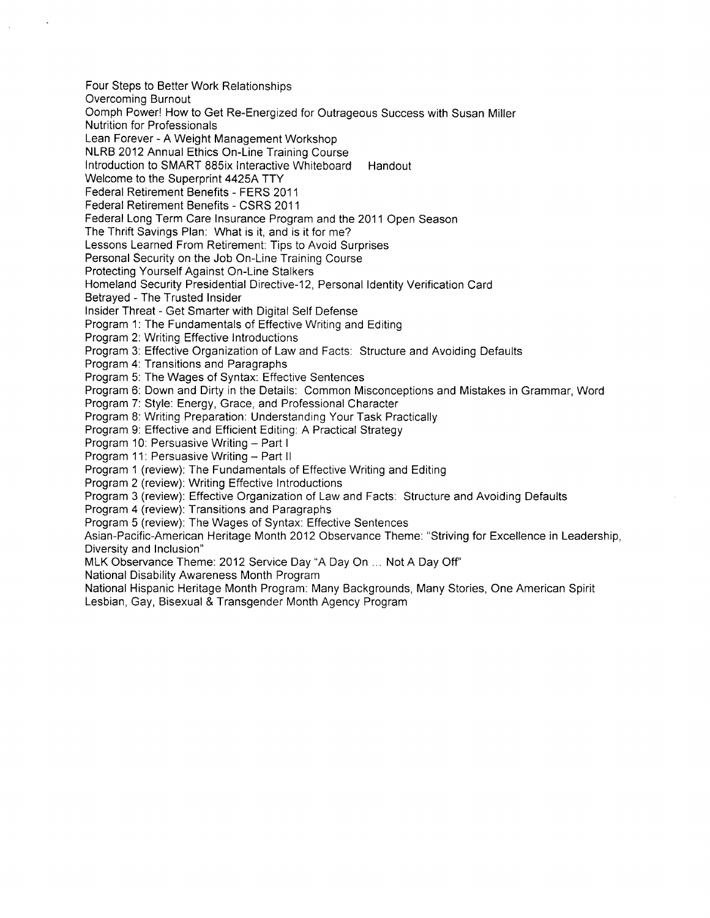Four Steps to Better Work Relationships
Overcoming Burnout
Oomph Power! How to Get Re-Energized for Outrageous Success with Susan Miller
Nutrition for Professionals
Lean Forever - A Weight Management Workshop
NLRB 2012 Annual Ethics On-Line Training Course
Introduction to SMART 885ix Interactive Whiteboard    Handout
Welcome to the Superprint 4425A TTY
Federal Retirement Benefits - FERS 2011
Federal Retirement Benefits - CSRS 2011
Federal Long Term Care Insurance Program and the 2011 Open Season
The Thrift Savings Plan: What is it, and is it for me?
Lessons Learned From Retirement: Tips to Avoid Surprises
Personal Security on the Job On-Line Training Course
Protecting Yourself Against On-Line Stalkers
Homeland Security Presidential Directive-12, Personal Identity Verification Card
Betrayed - The Trusted Insider
Insider Threat - Get Smarter with Digital Self Defense
Program 1: The Fundamentals of Effective Writing and Editing
Program 2: Writing Effective Introductions
Program 3: Effective Organization of Law and Facts: Structure and Avoiding Defaults
Program 4: Transitions and Paragraphs
Program 5: The Wages of Syntax: Effective Sentences
Program 6: Down and Dirty in the Details: Common Misconceptions and Mistakes in Grammar, Word
Program 7: Style: Energy, Grace, and Professional Character
Program 8: Writing Preparation: Understanding Your Task Practically
Program 9: Effective and Efficient Editing: A Practical Strategy
Program 10: Persuasive Writing – Part I
Program 11: Persuasive Writing – Part II
Program 1 (review): The Fundamentals of Effective Writing and Editing
Program 2 (review): Writing Effective Introductions
Program 3 (review): Effective Organization of Law and Facts: Structure and Avoiding Defaults
Program 4 (review): Transitions and Paragraphs
Program 5 (review): The Wages of Syntax: Effective Sentences
Asian-Pacific-American Heritage Month 2012 Observance Theme: "Striving for Excellence in Leadership, Diversity and Inclusion"
MLK Observance Theme: 2012 Service Day "A Day On … Not A Day Off"
National Disability Awareness Month Program
National Hispanic Heritage Month Program: Many Backgrounds, Many Stories, One American Spirit
Lesbian, Gay, Bisexual & Transgender Month Agency Program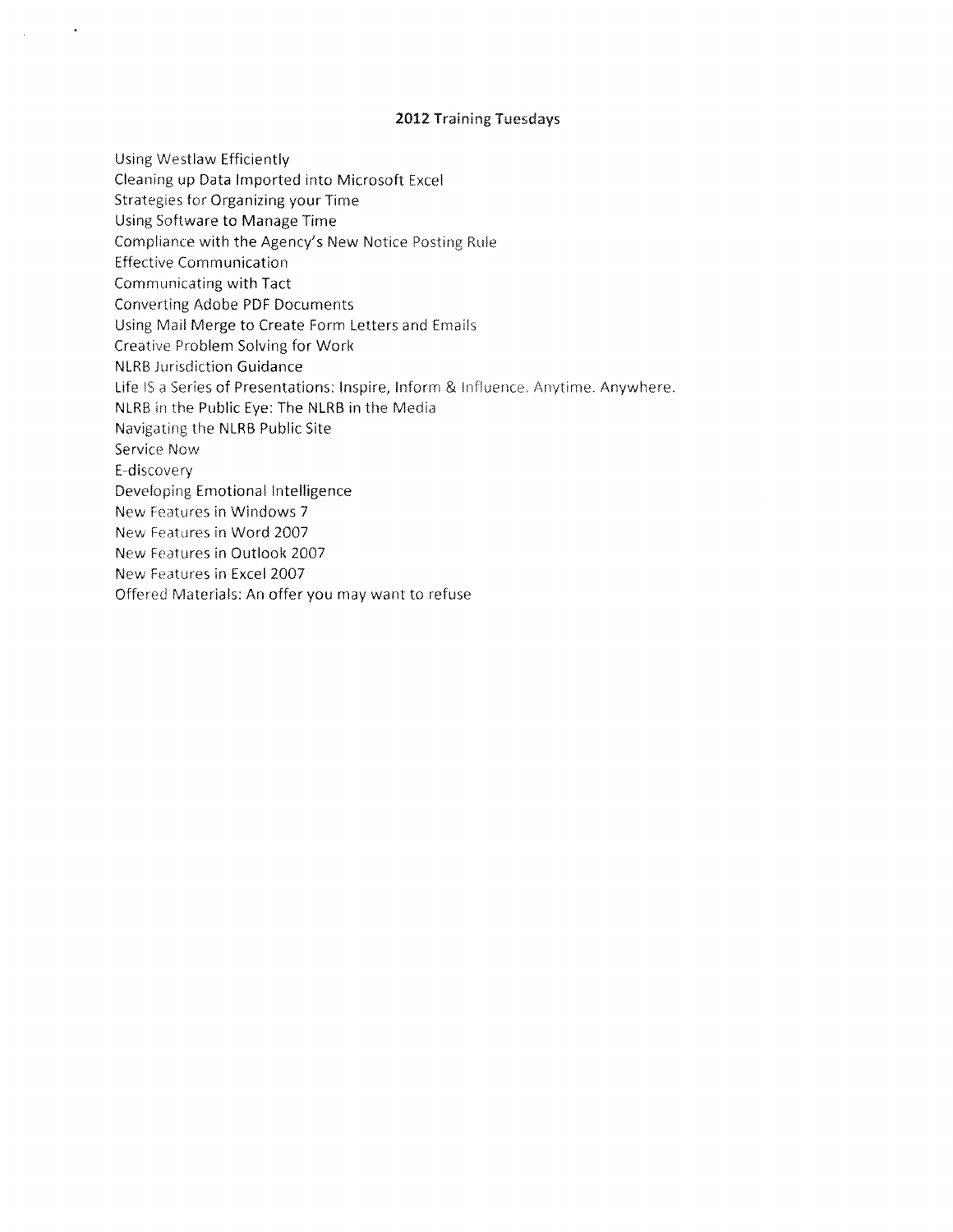## 2012 Training Tuesdays

Using Westlaw Efficiently
Cleaning up Data Imported into Microsoft Excel
Strategies for Organizing your Time
Using Software to Manage Time
Compliance with the Agency's New Notice Posting Rule
Effective Communication
Communicating with Tact
Converting Adobe PDF Documents
Using Mail Merge to Create Form Letters and Emails
Creative Problem Solving for Work
NLRB Jurisdiction Guidance
Life IS a Series of Presentations: Inspire, Inform & Influence. Anytime. Anywhere.
NLRB in the Public Eye: The NLRB in the Media
Navigating the NLRB Public Site
Service Now
E-discovery
Developing Emotional Intelligence
New Features in Windows 7
New Features in Word 2007
New Features in Outlook 2007
New Features in Excel 2007
Offered Materials: An offer you may want to refuse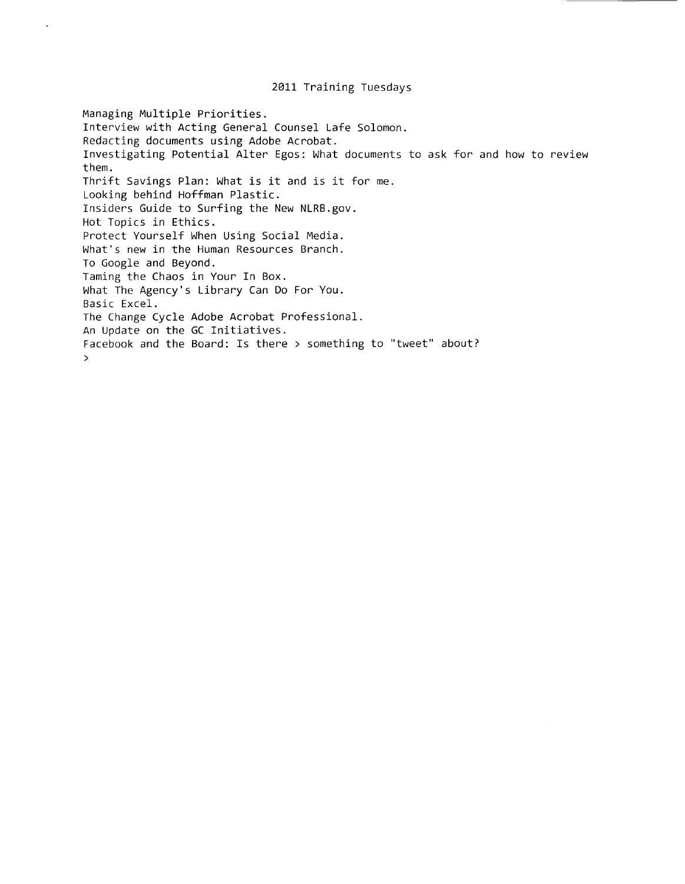# 2011 Training Tuesdays

Managing Multiple Priorities.
Interview with Acting General Counsel Lafe Solomon.
Redacting documents using Adobe Acrobat.
Investigating Potential Alter Egos: What documents to ask for and how to review them.
Thrift Savings Plan: What is it and is it for me.
Looking behind Hoffman Plastic.
Insiders Guide to Surfing the New NLRB.gov.
Hot Topics in Ethics.
Protect Yourself When Using Social Media.
What's new in the Human Resources Branch.
To Google and Beyond.
Taming the Chaos in Your In Box.
What The Agency's Library Can Do For You.
Basic Excel.
The Change Cycle Adobe Acrobat Professional.
An Update on the GC Initiatives.
Facebook and the Board: Is there > something to "tweet" about?
>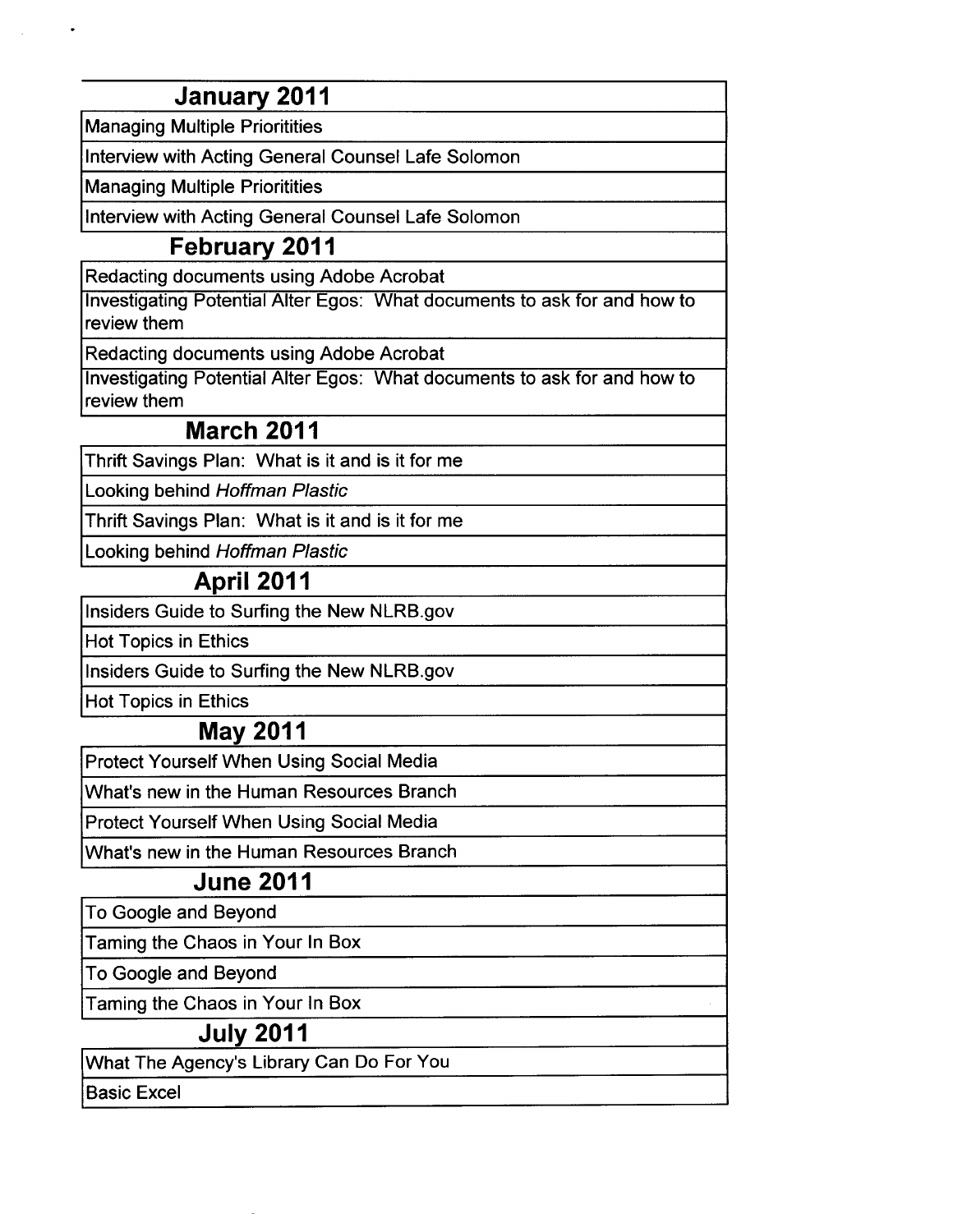| January 2011 |
|---|
| Managing Multiple Prioritities |
| Interview with Acting General Counsel Lafe Solomon |
| Managing Multiple Prioritities |
| Interview with Acting General Counsel Lafe Solomon |
| **February 2011** |
| Redacting documents using Adobe Acrobat |
| Investigating Potential Alter Egos: What documents to ask for and how to review them |
| Redacting documents using Adobe Acrobat |
| Investigating Potential Alter Egos: What documents to ask for and how to review them |
| **March 2011** |
| Thrift Savings Plan: What is it and is it for me |
| Looking behind *Hoffman Plastic* |
| Thrift Savings Plan: What is it and is it for me |
| Looking behind *Hoffman Plastic* |
| **April 2011** |
| Insiders Guide to Surfing the New NLRB.gov |
| Hot Topics in Ethics |
| Insiders Guide to Surfing the New NLRB.gov |
| Hot Topics in Ethics |
| **May 2011** |
| Protect Yourself When Using Social Media |
| What's new in the Human Resources Branch |
| Protect Yourself When Using Social Media |
| What's new in the Human Resources Branch |
| **June 2011** |
| To Google and Beyond |
| Taming the Chaos in Your In Box |
| To Google and Beyond |
| Taming the Chaos in Your In Box |
| **July 2011** |
| What The Agency's Library Can Do For You |
| Basic Excel |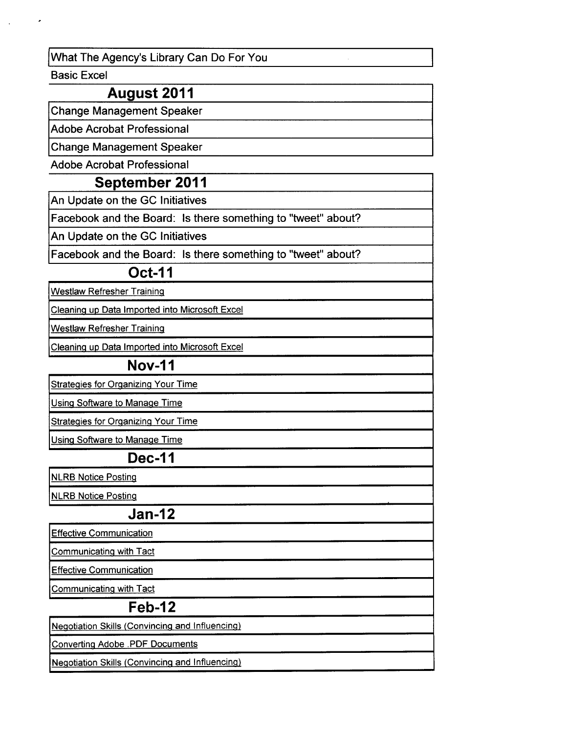| What The Agency's Library Can Do For You |
|---|
| Basic Excel |
| **August 2011** |
| Change Management Speaker |
| Adobe Acrobat Professional |
| Change Management Speaker |
| Adobe Acrobat Professional |
| **September 2011** |
| An Update on the GC Initiatives |
| Facebook and the Board: Is there something to "tweet" about? |
| An Update on the GC Initiatives |
| Facebook and the Board: Is there something to "tweet" about? |
| **Oct-11** |
| Westlaw Refresher Training |
| Cleaning up Data Imported into Microsoft Excel |
| Westlaw Refresher Training |
| Cleaning up Data Imported into Microsoft Excel |
| **Nov-11** |
| Strategies for Organizing Your Time |
| Using Software to Manage Time |
| Strategies for Organizing Your Time |
| Using Software to Manage Time |
| **Dec-11** |
| NLRB Notice Posting |
| NLRB Notice Posting |
| **Jan-12** |
| Effective Communication |
| Communicating with Tact |
| Effective Communication |
| Communicating with Tact |
| **Feb-12** |
| Negotiation Skills (Convincing and Influencing) |
| Converting Adobe .PDF Documents |
| Negotiation Skills (Convincing and Influencing) |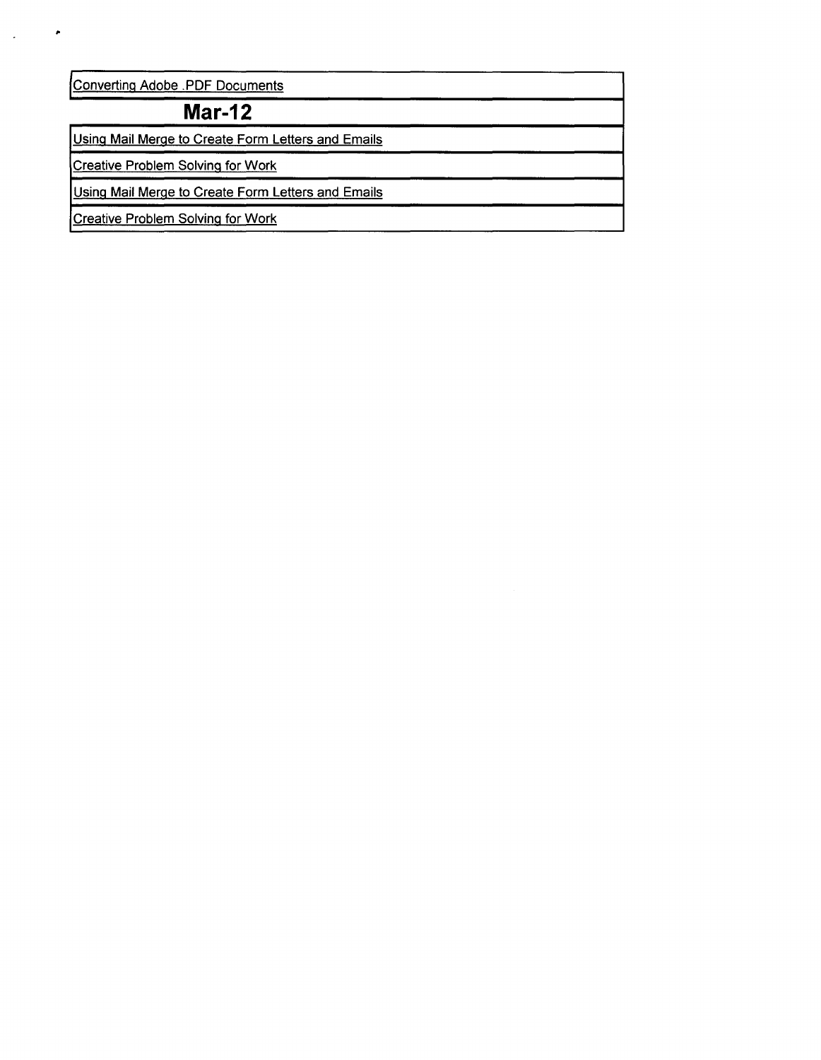| |
|---|
| Converting Adobe .PDF Documents |
| **Mar-12** |
| Using Mail Merge to Create Form Letters and Emails |
| Creative Problem Solving for Work |
| Using Mail Merge to Create Form Letters and Emails |
| Creative Problem Solving for Work |